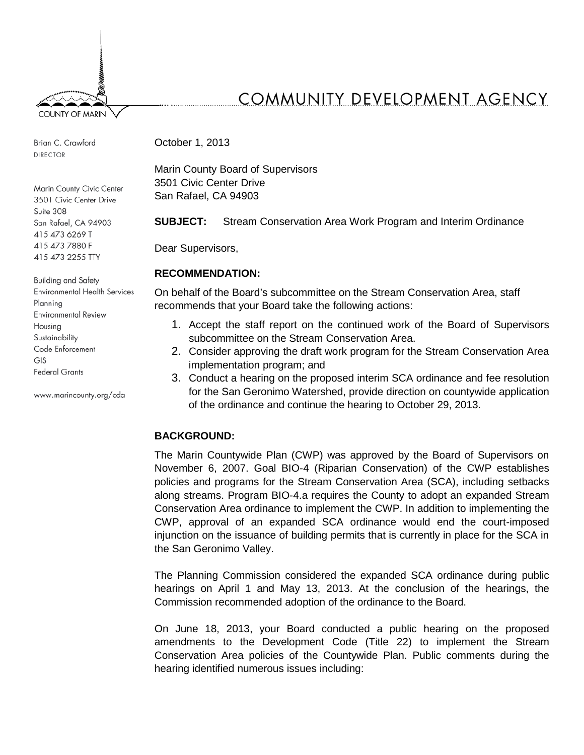# COMMUNITY DEVELOPMENT AGENCY

COUNTY OF MARIN

Brian C. Crawford
DIRECTOR

Marin County Civic Center
3501 Civic Center Drive
Suite 308
San Rafael, CA 94903
415 473 6269 T
415 473 7880 F
415 473 2255 TTY

Building and Safety
Environmental Health Services
Planning
Environmental Review
Housing
Sustainability
Code Enforcement
GIS
Federal Grants

www.marincounty.org/cda

October 1, 2013

Marin County Board of Supervisors
3501 Civic Center Drive
San Rafael, CA 94903

**SUBJECT:** Stream Conservation Area Work Program and Interim Ordinance

Dear Supervisors,

**RECOMMENDATION:**

On behalf of the Board's subcommittee on the Stream Conservation Area, staff recommends that your Board take the following actions:

1. Accept the staff report on the continued work of the Board of Supervisors subcommittee on the Stream Conservation Area.
2. Consider approving the draft work program for the Stream Conservation Area implementation program; and
3. Conduct a hearing on the proposed interim SCA ordinance and fee resolution for the San Geronimo Watershed, provide direction on countywide application of the ordinance and continue the hearing to October 29, 2013.

**BACKGROUND:**

The Marin Countywide Plan (CWP) was approved by the Board of Supervisors on November 6, 2007. Goal BIO-4 (Riparian Conservation) of the CWP establishes policies and programs for the Stream Conservation Area (SCA), including setbacks along streams. Program BIO-4.a requires the County to adopt an expanded Stream Conservation Area ordinance to implement the CWP. In addition to implementing the CWP, approval of an expanded SCA ordinance would end the court-imposed injunction on the issuance of building permits that is currently in place for the SCA in the San Geronimo Valley.

The Planning Commission considered the expanded SCA ordinance during public hearings on April 1 and May 13, 2013. At the conclusion of the hearings, the Commission recommended adoption of the ordinance to the Board.

On June 18, 2013, your Board conducted a public hearing on the proposed amendments to the Development Code (Title 22) to implement the Stream Conservation Area policies of the Countywide Plan. Public comments during the hearing identified numerous issues including: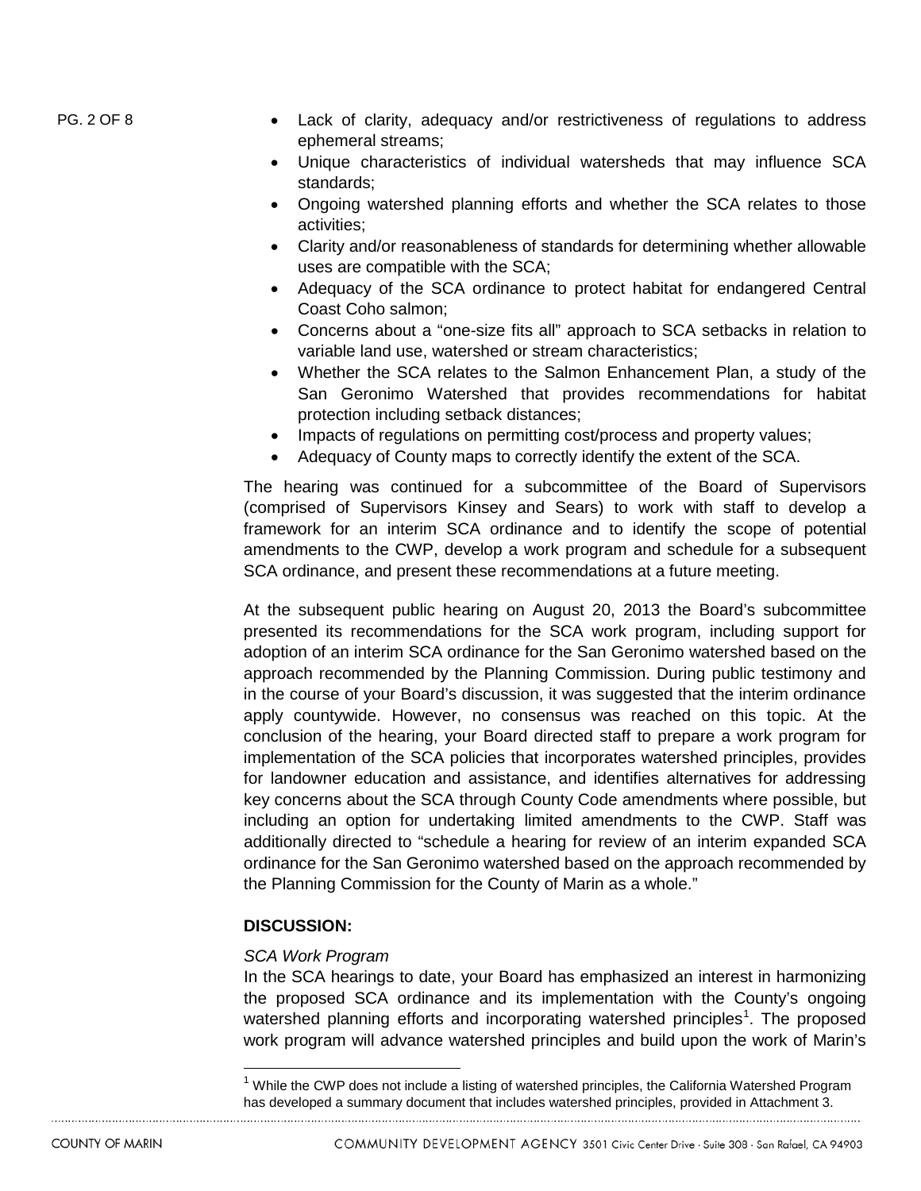- Lack of clarity, adequacy and/or restrictiveness of regulations to address ephemeral streams;
- Unique characteristics of individual watersheds that may influence SCA standards;
- Ongoing watershed planning efforts and whether the SCA relates to those activities;
- Clarity and/or reasonableness of standards for determining whether allowable uses are compatible with the SCA;
- Adequacy of the SCA ordinance to protect habitat for endangered Central Coast Coho salmon;
- Concerns about a "one-size fits all" approach to SCA setbacks in relation to variable land use, watershed or stream characteristics;
- Whether the SCA relates to the Salmon Enhancement Plan, a study of the San Geronimo Watershed that provides recommendations for habitat protection including setback distances;
- Impacts of regulations on permitting cost/process and property values;
- Adequacy of County maps to correctly identify the extent of the SCA.

The hearing was continued for a subcommittee of the Board of Supervisors (comprised of Supervisors Kinsey and Sears) to work with staff to develop a framework for an interim SCA ordinance and to identify the scope of potential amendments to the CWP, develop a work program and schedule for a subsequent SCA ordinance, and present these recommendations at a future meeting.

At the subsequent public hearing on August 20, 2013 the Board's subcommittee presented its recommendations for the SCA work program, including support for adoption of an interim SCA ordinance for the San Geronimo watershed based on the approach recommended by the Planning Commission. During public testimony and in the course of your Board's discussion, it was suggested that the interim ordinance apply countywide. However, no consensus was reached on this topic. At the conclusion of the hearing, your Board directed staff to prepare a work program for implementation of the SCA policies that incorporates watershed principles, provides for landowner education and assistance, and identifies alternatives for addressing key concerns about the SCA through County Code amendments where possible, but including an option for undertaking limited amendments to the CWP. Staff was additionally directed to "schedule a hearing for review of an interim expanded SCA ordinance for the San Geronimo watershed based on the approach recommended by the Planning Commission for the County of Marin as a whole."

**DISCUSSION:**

*SCA Work Program*

In the SCA hearings to date, your Board has emphasized an interest in harmonizing the proposed SCA ordinance and its implementation with the County's ongoing watershed planning efforts and incorporating watershed principles[1]. The proposed work program will advance watershed principles and build upon the work of Marin's

[1] While the CWP does not include a listing of watershed principles, the California Watershed Program has developed a summary document that includes watershed principles, provided in Attachment 3.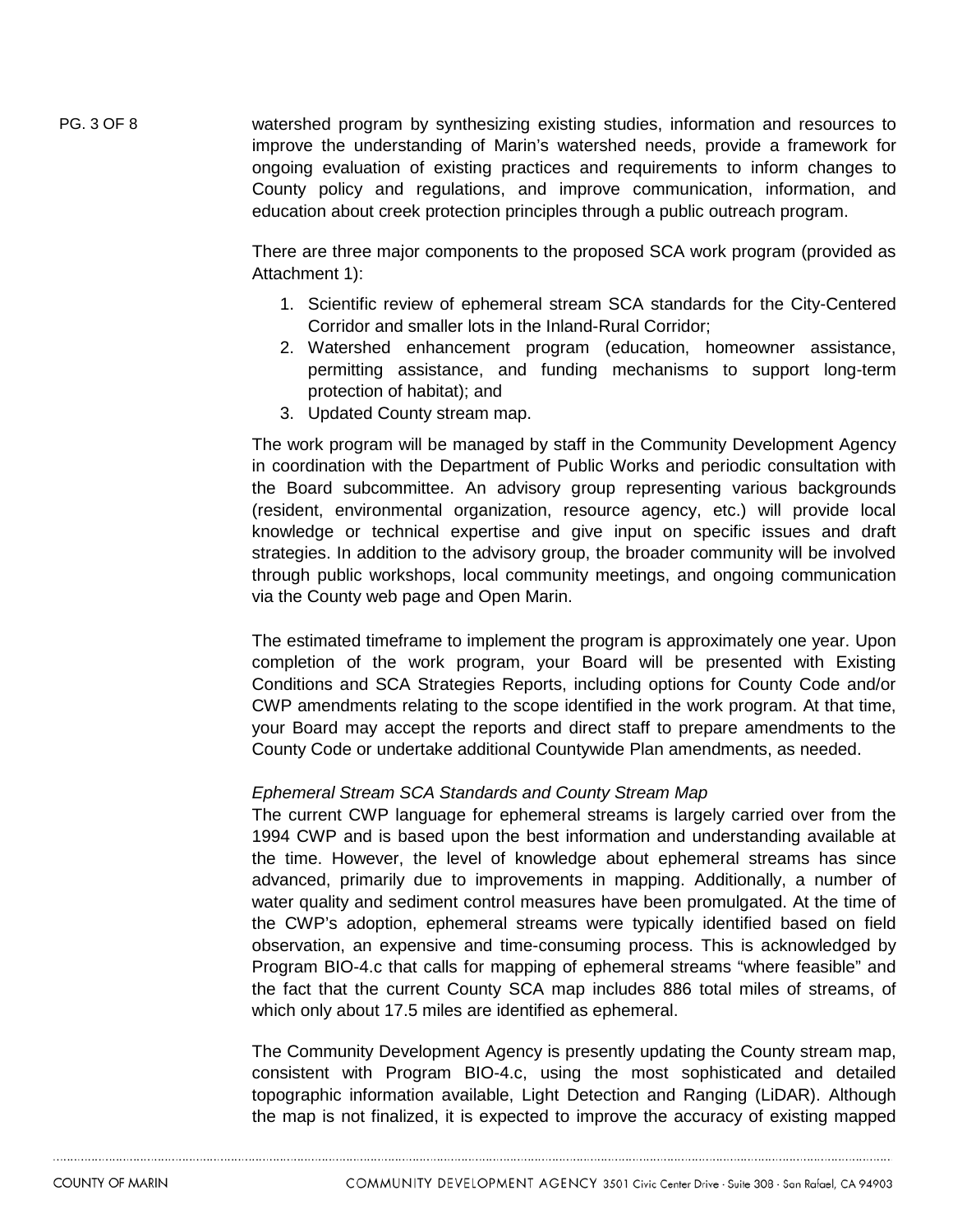watershed program by synthesizing existing studies, information and resources to improve the understanding of Marin's watershed needs, provide a framework for ongoing evaluation of existing practices and requirements to inform changes to County policy and regulations, and improve communication, information, and education about creek protection principles through a public outreach program.

There are three major components to the proposed SCA work program (provided as Attachment 1):

1. Scientific review of ephemeral stream SCA standards for the City-Centered Corridor and smaller lots in the Inland-Rural Corridor;
2. Watershed enhancement program (education, homeowner assistance, permitting assistance, and funding mechanisms to support long-term protection of habitat); and
3. Updated County stream map.

The work program will be managed by staff in the Community Development Agency in coordination with the Department of Public Works and periodic consultation with the Board subcommittee. An advisory group representing various backgrounds (resident, environmental organization, resource agency, etc.) will provide local knowledge or technical expertise and give input on specific issues and draft strategies. In addition to the advisory group, the broader community will be involved through public workshops, local community meetings, and ongoing communication via the County web page and Open Marin.

The estimated timeframe to implement the program is approximately one year. Upon completion of the work program, your Board will be presented with Existing Conditions and SCA Strategies Reports, including options for County Code and/or CWP amendments relating to the scope identified in the work program. At that time, your Board may accept the reports and direct staff to prepare amendments to the County Code or undertake additional Countywide Plan amendments, as needed.

*Ephemeral Stream SCA Standards and County Stream Map*

The current CWP language for ephemeral streams is largely carried over from the 1994 CWP and is based upon the best information and understanding available at the time. However, the level of knowledge about ephemeral streams has since advanced, primarily due to improvements in mapping. Additionally, a number of water quality and sediment control measures have been promulgated. At the time of the CWP's adoption, ephemeral streams were typically identified based on field observation, an expensive and time-consuming process. This is acknowledged by Program BIO-4.c that calls for mapping of ephemeral streams "where feasible" and the fact that the current County SCA map includes 886 total miles of streams, of which only about 17.5 miles are identified as ephemeral.

The Community Development Agency is presently updating the County stream map, consistent with Program BIO-4.c, using the most sophisticated and detailed topographic information available, Light Detection and Ranging (LiDAR). Although the map is not finalized, it is expected to improve the accuracy of existing mapped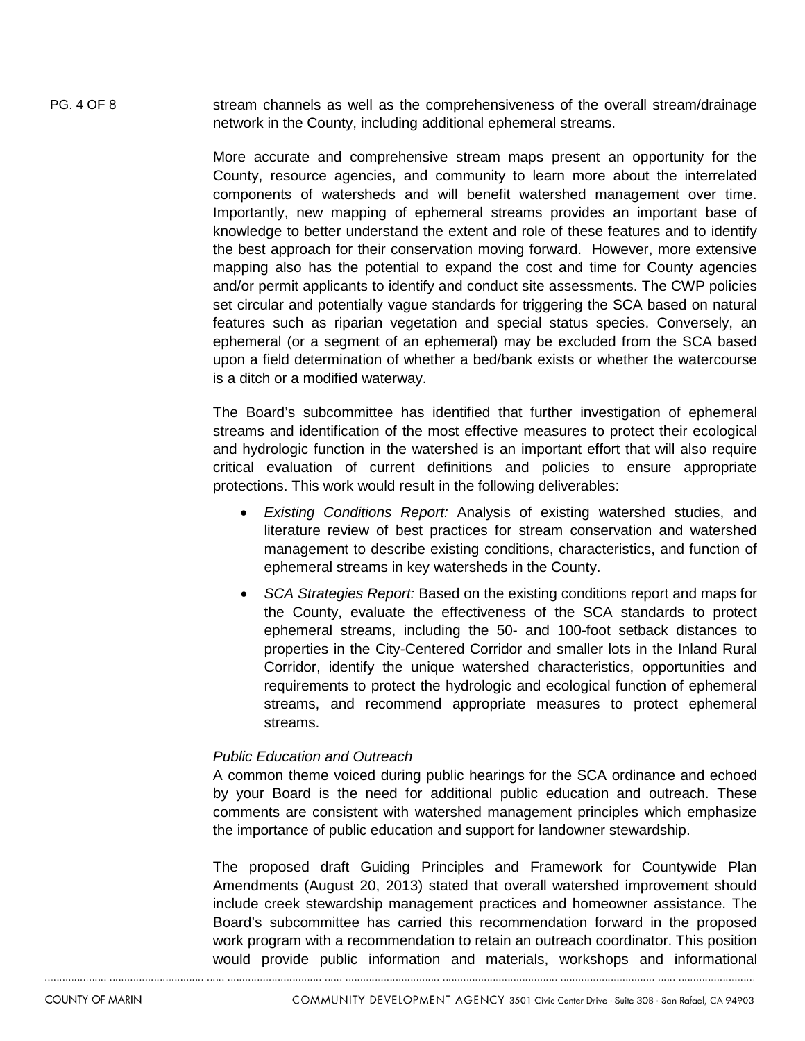stream channels as well as the comprehensiveness of the overall stream/drainage network in the County, including additional ephemeral streams.

More accurate and comprehensive stream maps present an opportunity for the County, resource agencies, and community to learn more about the interrelated components of watersheds and will benefit watershed management over time. Importantly, new mapping of ephemeral streams provides an important base of knowledge to better understand the extent and role of these features and to identify the best approach for their conservation moving forward. However, more extensive mapping also has the potential to expand the cost and time for County agencies and/or permit applicants to identify and conduct site assessments. The CWP policies set circular and potentially vague standards for triggering the SCA based on natural features such as riparian vegetation and special status species. Conversely, an ephemeral (or a segment of an ephemeral) may be excluded from the SCA based upon a field determination of whether a bed/bank exists or whether the watercourse is a ditch or a modified waterway.

The Board's subcommittee has identified that further investigation of ephemeral streams and identification of the most effective measures to protect their ecological and hydrologic function in the watershed is an important effort that will also require critical evaluation of current definitions and policies to ensure appropriate protections. This work would result in the following deliverables:

- *Existing Conditions Report:* Analysis of existing watershed studies, and literature review of best practices for stream conservation and watershed management to describe existing conditions, characteristics, and function of ephemeral streams in key watersheds in the County.
- *SCA Strategies Report:* Based on the existing conditions report and maps for the County, evaluate the effectiveness of the SCA standards to protect ephemeral streams, including the 50- and 100-foot setback distances to properties in the City-Centered Corridor and smaller lots in the Inland Rural Corridor, identify the unique watershed characteristics, opportunities and requirements to protect the hydrologic and ecological function of ephemeral streams, and recommend appropriate measures to protect ephemeral streams.

*Public Education and Outreach*

A common theme voiced during public hearings for the SCA ordinance and echoed by your Board is the need for additional public education and outreach. These comments are consistent with watershed management principles which emphasize the importance of public education and support for landowner stewardship.

The proposed draft Guiding Principles and Framework for Countywide Plan Amendments (August 20, 2013) stated that overall watershed improvement should include creek stewardship management practices and homeowner assistance. The Board's subcommittee has carried this recommendation forward in the proposed work program with a recommendation to retain an outreach coordinator. This position would provide public information and materials, workshops and informational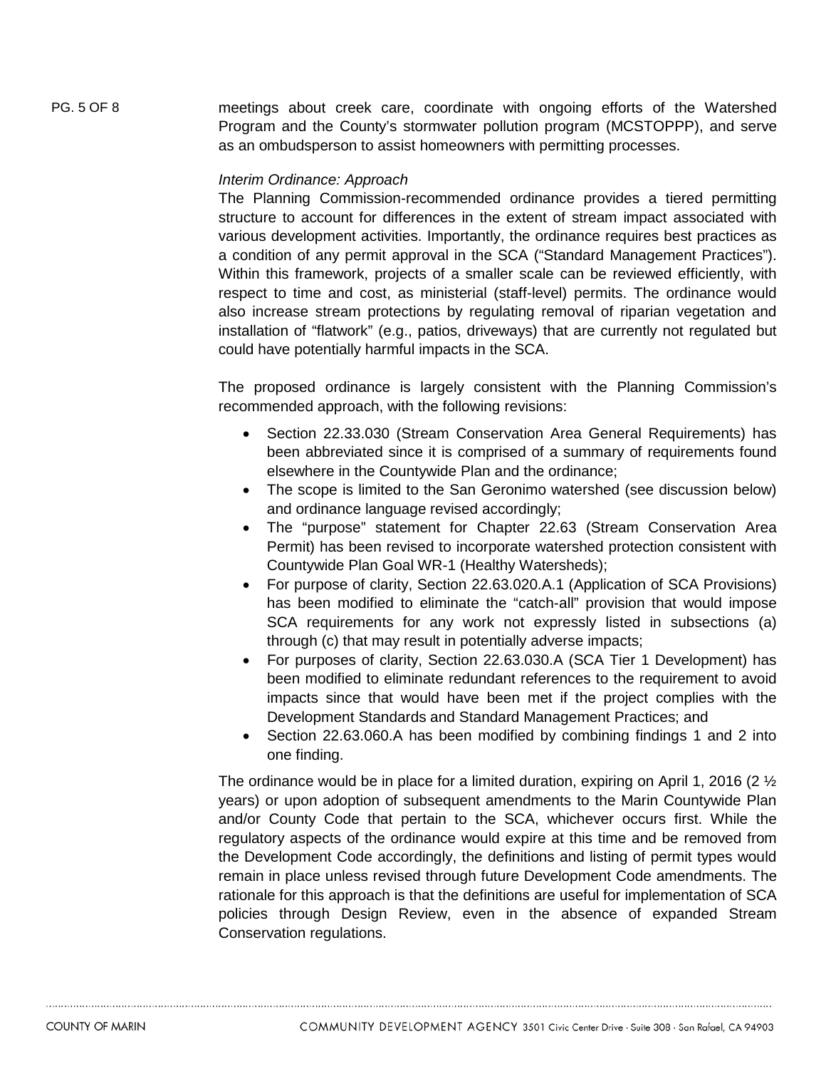meetings about creek care, coordinate with ongoing efforts of the Watershed Program and the County's stormwater pollution program (MCSTOPPP), and serve as an ombudsperson to assist homeowners with permitting processes.

*Interim Ordinance: Approach*

The Planning Commission-recommended ordinance provides a tiered permitting structure to account for differences in the extent of stream impact associated with various development activities. Importantly, the ordinance requires best practices as a condition of any permit approval in the SCA ("Standard Management Practices"). Within this framework, projects of a smaller scale can be reviewed efficiently, with respect to time and cost, as ministerial (staff-level) permits. The ordinance would also increase stream protections by regulating removal of riparian vegetation and installation of "flatwork" (e.g., patios, driveways) that are currently not regulated but could have potentially harmful impacts in the SCA.

The proposed ordinance is largely consistent with the Planning Commission's recommended approach, with the following revisions:

- Section 22.33.030 (Stream Conservation Area General Requirements) has been abbreviated since it is comprised of a summary of requirements found elsewhere in the Countywide Plan and the ordinance;
- The scope is limited to the San Geronimo watershed (see discussion below) and ordinance language revised accordingly;
- The "purpose" statement for Chapter 22.63 (Stream Conservation Area Permit) has been revised to incorporate watershed protection consistent with Countywide Plan Goal WR-1 (Healthy Watersheds);
- For purpose of clarity, Section 22.63.020.A.1 (Application of SCA Provisions) has been modified to eliminate the "catch-all" provision that would impose SCA requirements for any work not expressly listed in subsections (a) through (c) that may result in potentially adverse impacts;
- For purposes of clarity, Section 22.63.030.A (SCA Tier 1 Development) has been modified to eliminate redundant references to the requirement to avoid impacts since that would have been met if the project complies with the Development Standards and Standard Management Practices; and
- Section 22.63.060.A has been modified by combining findings 1 and 2 into one finding.

The ordinance would be in place for a limited duration, expiring on April 1, 2016 (2 ½ years) or upon adoption of subsequent amendments to the Marin Countywide Plan and/or County Code that pertain to the SCA, whichever occurs first. While the regulatory aspects of the ordinance would expire at this time and be removed from the Development Code accordingly, the definitions and listing of permit types would remain in place unless revised through future Development Code amendments. The rationale for this approach is that the definitions are useful for implementation of SCA policies through Design Review, even in the absence of expanded Stream Conservation regulations.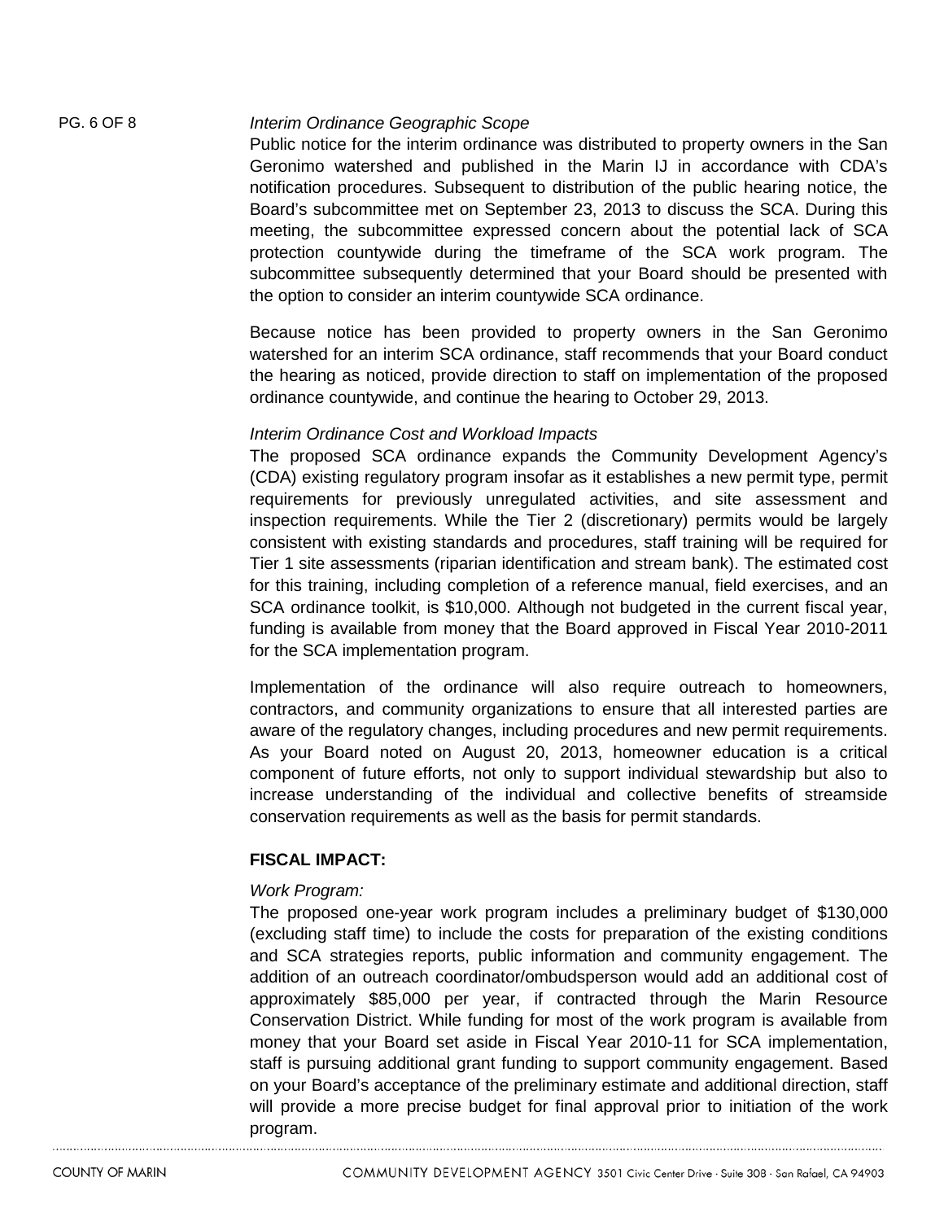*Interim Ordinance Geographic Scope*

Public notice for the interim ordinance was distributed to property owners in the San Geronimo watershed and published in the Marin IJ in accordance with CDA's notification procedures. Subsequent to distribution of the public hearing notice, the Board's subcommittee met on September 23, 2013 to discuss the SCA. During this meeting, the subcommittee expressed concern about the potential lack of SCA protection countywide during the timeframe of the SCA work program. The subcommittee subsequently determined that your Board should be presented with the option to consider an interim countywide SCA ordinance.

Because notice has been provided to property owners in the San Geronimo watershed for an interim SCA ordinance, staff recommends that your Board conduct the hearing as noticed, provide direction to staff on implementation of the proposed ordinance countywide, and continue the hearing to October 29, 2013.

*Interim Ordinance Cost and Workload Impacts*

The proposed SCA ordinance expands the Community Development Agency's (CDA) existing regulatory program insofar as it establishes a new permit type, permit requirements for previously unregulated activities, and site assessment and inspection requirements. While the Tier 2 (discretionary) permits would be largely consistent with existing standards and procedures, staff training will be required for Tier 1 site assessments (riparian identification and stream bank). The estimated cost for this training, including completion of a reference manual, field exercises, and an SCA ordinance toolkit, is $10,000. Although not budgeted in the current fiscal year, funding is available from money that the Board approved in Fiscal Year 2010-2011 for the SCA implementation program.

Implementation of the ordinance will also require outreach to homeowners, contractors, and community organizations to ensure that all interested parties are aware of the regulatory changes, including procedures and new permit requirements. As your Board noted on August 20, 2013, homeowner education is a critical component of future efforts, not only to support individual stewardship but also to increase understanding of the individual and collective benefits of streamside conservation requirements as well as the basis for permit standards.

**FISCAL IMPACT:**

*Work Program:*

The proposed one-year work program includes a preliminary budget of $130,000 (excluding staff time) to include the costs for preparation of the existing conditions and SCA strategies reports, public information and community engagement. The addition of an outreach coordinator/ombudsperson would add an additional cost of approximately $85,000 per year, if contracted through the Marin Resource Conservation District. While funding for most of the work program is available from money that your Board set aside in Fiscal Year 2010-11 for SCA implementation, staff is pursuing additional grant funding to support community engagement. Based on your Board's acceptance of the preliminary estimate and additional direction, staff will provide a more precise budget for final approval prior to initiation of the work program.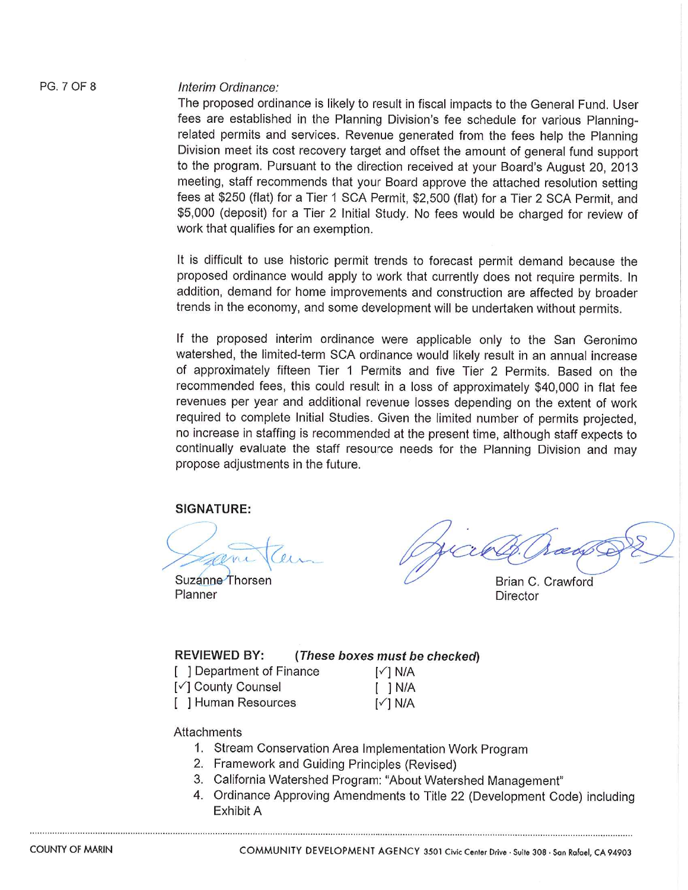*Interim Ordinance:*

The proposed ordinance is likely to result in fiscal impacts to the General Fund. User fees are established in the Planning Division's fee schedule for various Planning-related permits and services. Revenue generated from the fees help the Planning Division meet its cost recovery target and offset the amount of general fund support to the program. Pursuant to the direction received at your Board's August 20, 2013 meeting, staff recommends that your Board approve the attached resolution setting fees at $250 (flat) for a Tier 1 SCA Permit, $2,500 (flat) for a Tier 2 SCA Permit, and $5,000 (deposit) for a Tier 2 Initial Study. No fees would be charged for review of work that qualifies for an exemption.

It is difficult to use historic permit trends to forecast permit demand because the proposed ordinance would apply to work that currently does not require permits. In addition, demand for home improvements and construction are affected by broader trends in the economy, and some development will be undertaken without permits.

If the proposed interim ordinance were applicable only to the San Geronimo watershed, the limited-term SCA ordinance would likely result in an annual increase of approximately fifteen Tier 1 Permits and five Tier 2 Permits. Based on the recommended fees, this could result in a loss of approximately $40,000 in flat fee revenues per year and additional revenue losses depending on the extent of work required to complete Initial Studies. Given the limited number of permits projected, no increase in staffing is recommended at the present time, although staff expects to continually evaluate the staff resource needs for the Planning Division and may propose adjustments in the future.

**SIGNATURE:**

Suzanne Thorsen
Planner

Brian C. Crawford
Director

**REVIEWED BY:** ***(These boxes must be checked)***

| | |
|---|---|
| [ ] Department of Finance | [✓] N/A |
| [✓] County Counsel | [ ] N/A |
| [ ] Human Resources | [✓] N/A |

Attachments

1. Stream Conservation Area Implementation Work Program
2. Framework and Guiding Principles (Revised)
3. California Watershed Program: "About Watershed Management"
4. Ordinance Approving Amendments to Title 22 (Development Code) including Exhibit A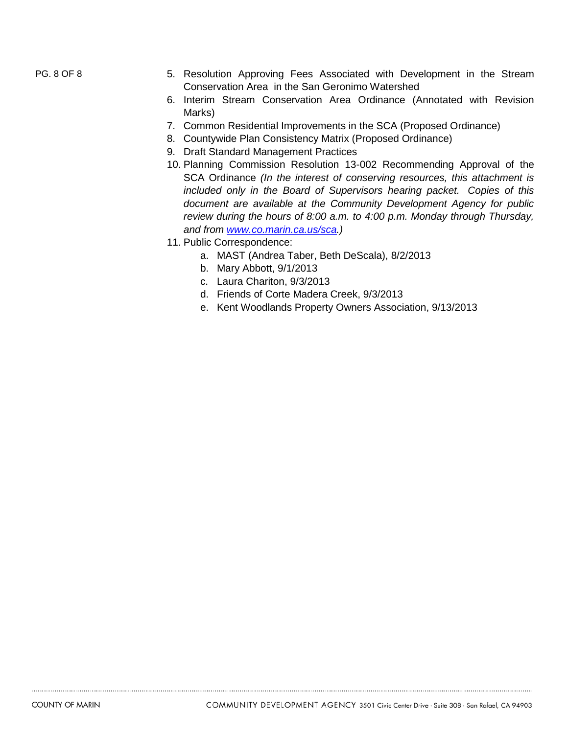5. Resolution Approving Fees Associated with Development in the Stream Conservation Area in the San Geronimo Watershed
6. Interim Stream Conservation Area Ordinance (Annotated with Revision Marks)
7. Common Residential Improvements in the SCA (Proposed Ordinance)
8. Countywide Plan Consistency Matrix (Proposed Ordinance)
9. Draft Standard Management Practices
10. Planning Commission Resolution 13-002 Recommending Approval of the SCA Ordinance *(In the interest of conserving resources, this attachment is included only in the Board of Supervisors hearing packet. Copies of this document are available at the Community Development Agency for public review during the hours of 8:00 a.m. to 4:00 p.m. Monday through Thursday, and from [www.co.marin.ca.us/sca](http://www.co.marin.ca.us/sca).)*
11. Public Correspondence:
    a. MAST (Andrea Taber, Beth DeScala), 8/2/2013
    b. Mary Abbott, 9/1/2013
    c. Laura Chariton, 9/3/2013
    d. Friends of Corte Madera Creek, 9/3/2013
    e. Kent Woodlands Property Owners Association, 9/13/2013